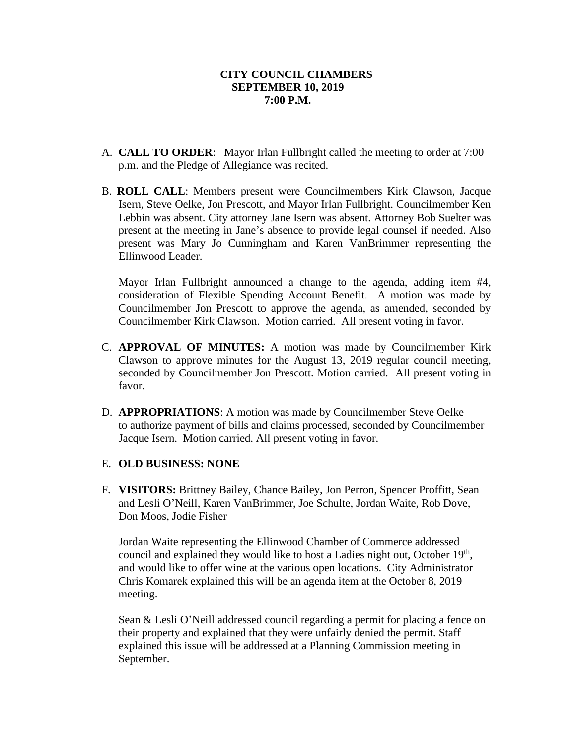**CITY COUNCIL CHAMBERS**
**SEPTEMBER 10, 2019**
**7:00 P.M.**

A. **CALL TO ORDER**: Mayor Irlan Fullbright called the meeting to order at 7:00 p.m. and the Pledge of Allegiance was recited.

B. **ROLL CALL**: Members present were Councilmembers Kirk Clawson, Jacque Isern, Steve Oelke, Jon Prescott, and Mayor Irlan Fullbright. Councilmember Ken Lebbin was absent. City attorney Jane Isern was absent. Attorney Bob Suelter was present at the meeting in Jane's absence to provide legal counsel if needed. Also present was Mary Jo Cunningham and Karen VanBrimmer representing the Ellinwood Leader.

   Mayor Irlan Fullbright announced a change to the agenda, adding item #4, consideration of Flexible Spending Account Benefit. A motion was made by Councilmember Jon Prescott to approve the agenda, as amended, seconded by Councilmember Kirk Clawson. Motion carried. All present voting in favor.

C. **APPROVAL OF MINUTES:** A motion was made by Councilmember Kirk Clawson to approve minutes for the August 13, 2019 regular council meeting, seconded by Councilmember Jon Prescott. Motion carried. All present voting in favor.

D. **APPROPRIATIONS**: A motion was made by Councilmember Steve Oelke to authorize payment of bills and claims processed, seconded by Councilmember Jacque Isern. Motion carried. All present voting in favor.

E. **OLD BUSINESS: NONE**

F. **VISITORS:** Brittney Bailey, Chance Bailey, Jon Perron, Spencer Proffitt, Sean and Lesli O'Neill, Karen VanBrimmer, Joe Schulte, Jordan Waite, Rob Dove, Don Moos, Jodie Fisher

   Jordan Waite representing the Ellinwood Chamber of Commerce addressed council and explained they would like to host a Ladies night out, October 19th, and would like to offer wine at the various open locations. City Administrator Chris Komarek explained this will be an agenda item at the October 8, 2019 meeting.

   Sean & Lesli O'Neill addressed council regarding a permit for placing a fence on their property and explained that they were unfairly denied the permit. Staff explained this issue will be addressed at a Planning Commission meeting in September.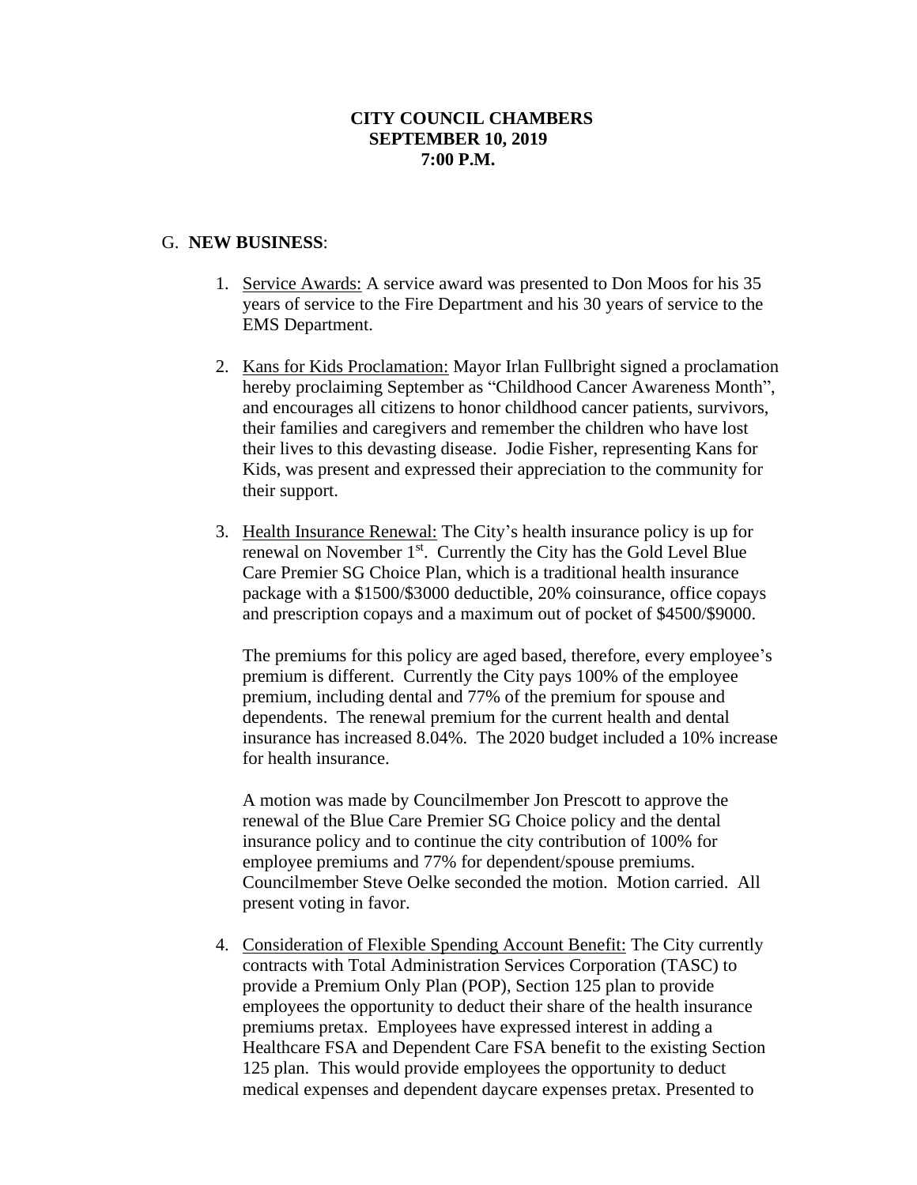**CITY COUNCIL CHAMBERS**
**SEPTEMBER 10, 2019**
**7:00 P.M.**

G. **NEW BUSINESS**:

1. Service Awards: A service award was presented to Don Moos for his 35 years of service to the Fire Department and his 30 years of service to the EMS Department.

2. Kans for Kids Proclamation: Mayor Irlan Fullbright signed a proclamation hereby proclaiming September as "Childhood Cancer Awareness Month", and encourages all citizens to honor childhood cancer patients, survivors, their families and caregivers and remember the children who have lost their lives to this devasting disease. Jodie Fisher, representing Kans for Kids, was present and expressed their appreciation to the community for their support.

3. Health Insurance Renewal: The City's health insurance policy is up for renewal on November 1st. Currently the City has the Gold Level Blue Care Premier SG Choice Plan, which is a traditional health insurance package with a $1500/$3000 deductible, 20% coinsurance, office copays and prescription copays and a maximum out of pocket of $4500/$9000.

   The premiums for this policy are aged based, therefore, every employee's premium is different. Currently the City pays 100% of the employee premium, including dental and 77% of the premium for spouse and dependents. The renewal premium for the current health and dental insurance has increased 8.04%. The 2020 budget included a 10% increase for health insurance.

   A motion was made by Councilmember Jon Prescott to approve the renewal of the Blue Care Premier SG Choice policy and the dental insurance policy and to continue the city contribution of 100% for employee premiums and 77% for dependent/spouse premiums. Councilmember Steve Oelke seconded the motion. Motion carried. All present voting in favor.

4. Consideration of Flexible Spending Account Benefit: The City currently contracts with Total Administration Services Corporation (TASC) to provide a Premium Only Plan (POP), Section 125 plan to provide employees the opportunity to deduct their share of the health insurance premiums pretax. Employees have expressed interest in adding a Healthcare FSA and Dependent Care FSA benefit to the existing Section 125 plan. This would provide employees the opportunity to deduct medical expenses and dependent daycare expenses pretax. Presented to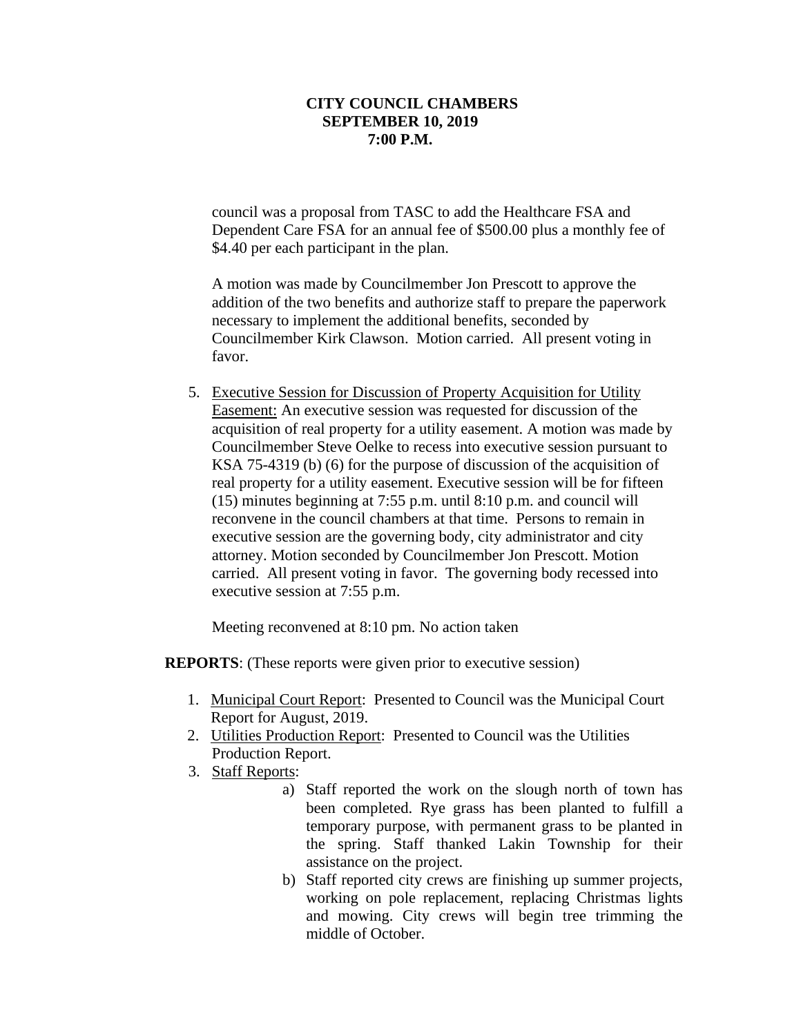**CITY COUNCIL CHAMBERS**
**SEPTEMBER 10, 2019**
**7:00 P.M.**

council was a proposal from TASC to add the Healthcare FSA and Dependent Care FSA for an annual fee of $500.00 plus a monthly fee of $4.40 per each participant in the plan.

A motion was made by Councilmember Jon Prescott to approve the addition of the two benefits and authorize staff to prepare the paperwork necessary to implement the additional benefits, seconded by Councilmember Kirk Clawson. Motion carried. All present voting in favor.

5. Executive Session for Discussion of Property Acquisition for Utility Easement: An executive session was requested for discussion of the acquisition of real property for a utility easement. A motion was made by Councilmember Steve Oelke to recess into executive session pursuant to KSA 75-4319 (b) (6) for the purpose of discussion of the acquisition of real property for a utility easement. Executive session will be for fifteen (15) minutes beginning at 7:55 p.m. until 8:10 p.m. and council will reconvene in the council chambers at that time. Persons to remain in executive session are the governing body, city administrator and city attorney. Motion seconded by Councilmember Jon Prescott. Motion carried. All present voting in favor. The governing body recessed into executive session at 7:55 p.m.

   Meeting reconvened at 8:10 pm. No action taken

**REPORTS**: (These reports were given prior to executive session)

1. Municipal Court Report: Presented to Council was the Municipal Court Report for August, 2019.
2. Utilities Production Report: Presented to Council was the Utilities Production Report.
3. Staff Reports:
   a) Staff reported the work on the slough north of town has been completed. Rye grass has been planted to fulfill a temporary purpose, with permanent grass to be planted in the spring. Staff thanked Lakin Township for their assistance on the project.
   b) Staff reported city crews are finishing up summer projects, working on pole replacement, replacing Christmas lights and mowing. City crews will begin tree trimming the middle of October.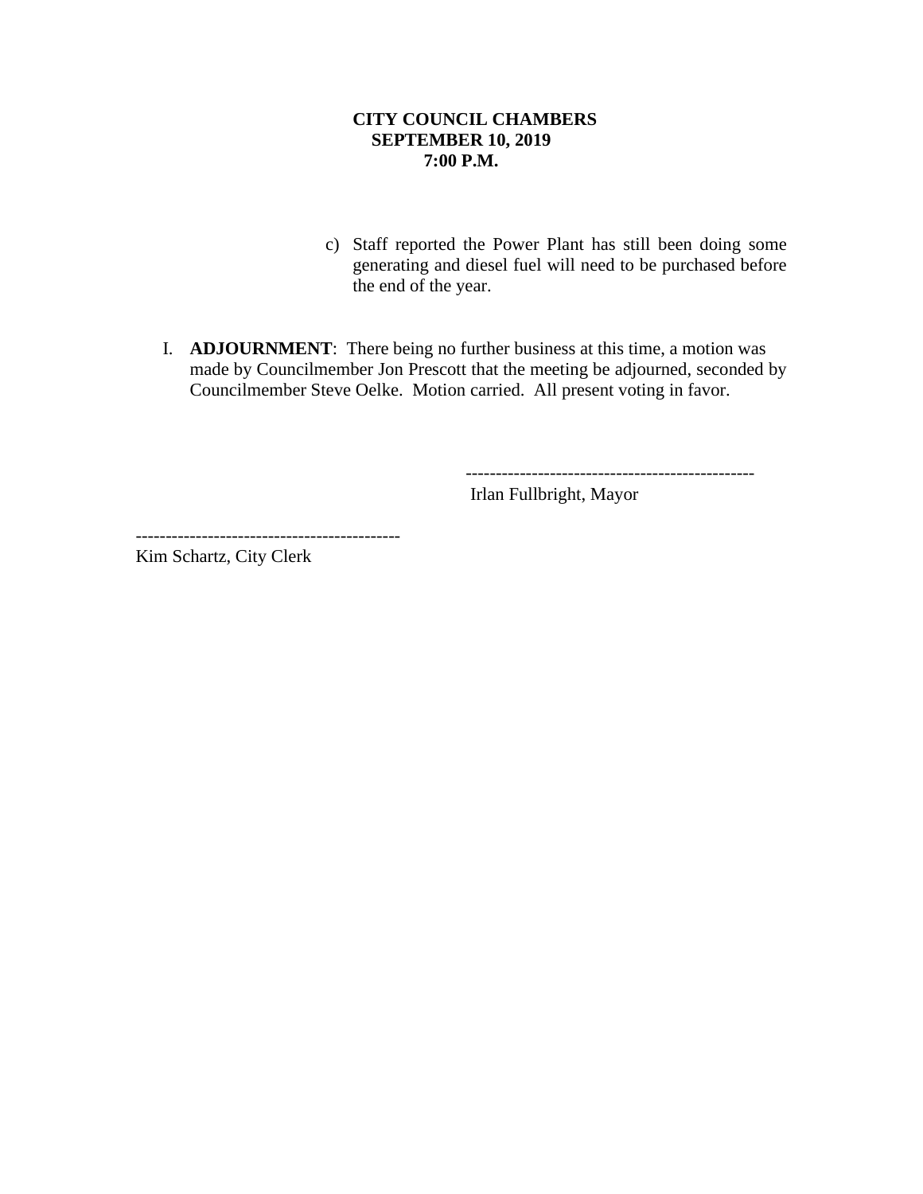**CITY COUNCIL CHAMBERS**
**SEPTEMBER 10, 2019**
**7:00 P.M.**

c) Staff reported the Power Plant has still been doing some generating and diesel fuel will need to be purchased before the end of the year.

I. **ADJOURNMENT**: There being no further business at this time, a motion was made by Councilmember Jon Prescott that the meeting be adjourned, seconded by Councilmember Steve Oelke. Motion carried. All present voting in favor.

-----------------------------------------------
Irlan Fullbright, Mayor

-------------------------------------------
Kim Schartz, City Clerk